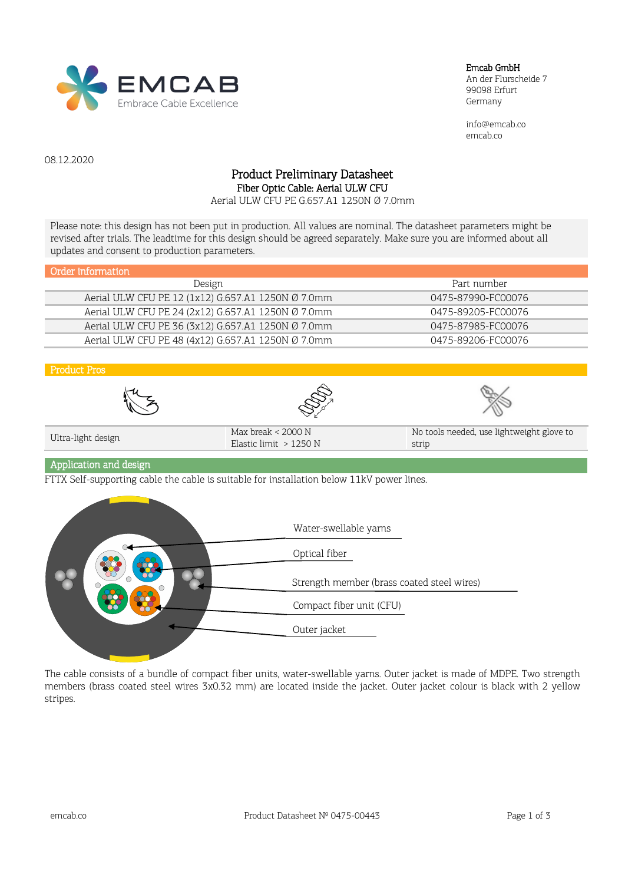Emcab GmbH
An der Flurscheide 7
99098 Erfurt
Germany

info@emcab.co
emcab.co

08.12.2020

# Product Preliminary Datasheet

## Fiber Optic Cable: Aerial ULW CFU

Aerial ULW CFU PE G.657.A1 1250N Ø 7.0mm

Please note: this design has not been put in production. All values are nominal. The datasheet parameters might be revised after trials. The leadtime for this design should be agreed separately. Make sure you are informed about all updates and consent to production parameters.

## Order information

| Design | Part number |
|---|---|
| Aerial ULW CFU PE 12 (1x12) G.657.A1 1250N Ø 7.0mm | 0475-87990-FC00076 |
| Aerial ULW CFU PE 24 (2x12) G.657.A1 1250N Ø 7.0mm | 0475-89205-FC00076 |
| Aerial ULW CFU PE 36 (3x12) G.657.A1 1250N Ø 7.0mm | 0475-87985-FC00076 |
| Aerial ULW CFU PE 48 (4x12) G.657.A1 1250N Ø 7.0mm | 0475-89206-FC00076 |

## Product Pros

| Ultra-light design | Max break < 2000 N<br>Elastic limit > 1250 N | No tools needed, use lightweight glove to strip |
|---|---|---|

## Application and design

FTTX Self-supporting cable the cable is suitable for installation below 11kV power lines.

- Water-swellable yarns
- Optical fiber
- Strength member (brass coated steel wires)
- Compact fiber unit (CFU)
- Outer jacket

The cable consists of a bundle of compact fiber units, water-swellable yarns. Outer jacket is made of MDPE. Two strength members (brass coated steel wires 3x0.32 mm) are located inside the jacket. Outer jacket colour is black with 2 yellow stripes.

Product Datasheet № 0475-00443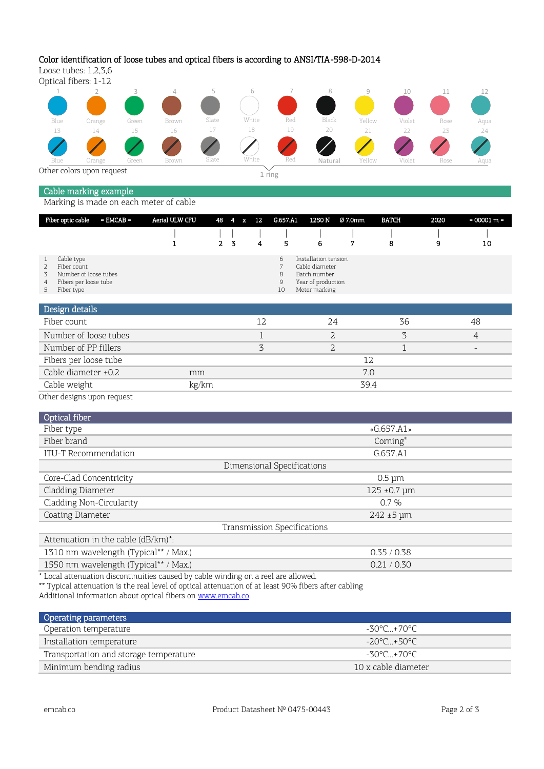Color identification of loose tubes and optical fibers is according to ANSI/TIA-598-D-2014

Loose tubes: 1,2,3,6

Optical fibers: 1-12

| 1 | 2 | 3 | 4 | 5 | 6 | 7 | 8 | 9 | 10 | 11 | 12 |
|---|---|---|---|---|---|---|---|---|---|---|---|
| Blue | Orange | Green | Brown | Slate | White | Red | Black | Yellow | Violet | Rose | Aqua |
| 13 | 14 | 15 | 16 | 17 | 18 | 19 | 20 | 21 | 22 | 23 | 24 |
| Blue | Orange | Green | Brown | Slate | White | Red | Natural | Yellow | Violet | Rose | Aqua |

1 ring

Other colors upon request

## Cable marking example

Marking is made on each meter of cable

| Fiber optic cable | = EMCAB = | Aerial ULW CFU | 48 | 4 | x | 12 | G.657.A1 | 1250 N | Ø 7.0mm | BATCH | 2020 | = 00001 m = |
|---|---|---|---|---|---|---|---|---|---|---|---|---|
| | | 1 | 2 | 3 | | 4 | 5 | 6 | 7 | 8 | 9 | 10 |

1. Cable type
2. Fiber count
3. Number of loose tubes
4. Fibers per loose tube
5. Fiber type
6. Installation tension
7. Cable diameter
8. Batch number
9. Year of production
10. Meter marking

## Design details

| Fiber count | | 12 | 24 | 36 | 48 |
|---|---|---|---|---|---|
| Number of loose tubes | | 1 | 2 | 3 | 4 |
| Number of PP fillers | | 3 | 2 | 1 | - |
| Fibers per loose tube | | 12 | | | |
| Cable diameter ±0.2 | mm | 7.0 | | | |
| Cable weight | kg/km | 39.4 | | | |

Other designs upon request

## Optical fiber

| Fiber type | «G.657.A1» |
|---|---|
| Fiber brand | Corning® |
| ITU-T Recommendation | G.657.A1 |
| **Dimensional Specifications** | |
| Core-Clad Concentricity | 0.5 µm |
| Cladding Diameter | 125 ±0.7 µm |
| Cladding Non-Circularity | 0.7 % |
| Coating Diameter | 242 ±5 µm |
| **Transmission Specifications** | |
| Attenuation in the cable (dB/km)*: | |
| 1310 nm wavelength (Typical** / Max.) | 0.35 / 0.38 |
| 1550 nm wavelength (Typical** / Max.) | 0.21 / 0.30 |

\* Local attenuation discontinuities caused by cable winding on a reel are allowed.

\*\* Typical attenuation is the real level of optical attenuation of at least 90% fibers after cabling

Additional information about optical fibers on [www.emcab.co](http://www.emcab.co)

## Operating parameters

| Operation temperature | -30°C...+70°C |
|---|---|
| Installation temperature | -20°C...+50°C |
| Transportation and storage temperature | -30°C...+70°C |
| Minimum bending radius | 10 x cable diameter |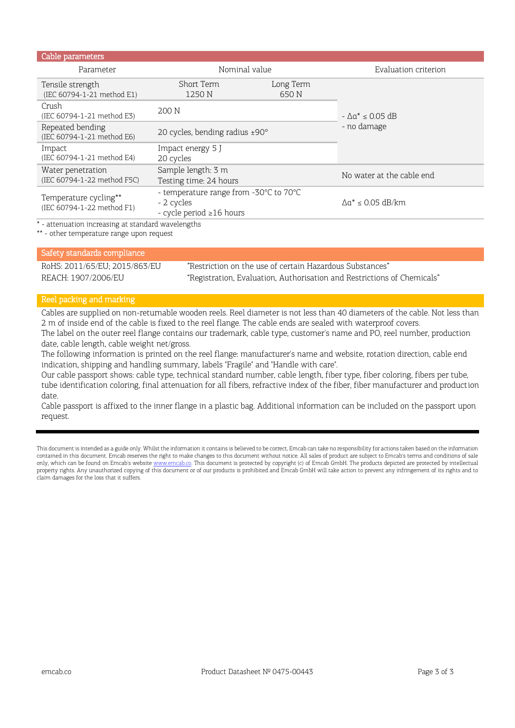## Cable parameters

| Parameter | Nominal value | | Evaluation criterion |
|---|---|---|---|
| Tensile strength (IEC 60794-1-21 method E1) | Short Term 1250 N | Long Term 650 N | - $\Delta\alpha^*$ ≤ 0.05 dB<br>- no damage |
| Crush (IEC 60794-1-21 method E3) | 200 N | | |
| Repeated bending (IEC 60794-1-21 method E6) | 20 cycles, bending radius ±90° | | |
| Impact (IEC 60794-1-21 method E4) | Impact energy 5 J<br>20 cycles | | |
| Water penetration (IEC 60794-1-22 method F5C) | Sample length: 3 m<br>Testing time: 24 hours | | No water at the cable end |
| Temperature cycling** (IEC 60794-1-22 method F1) | - temperature range from -30°C to 70°C<br>- 2 cycles<br>- cycle period ≥16 hours | | $\Delta\alpha^*$ ≤ 0.05 dB/km |

\* - attenuation increasing at standard wavelengths
\** - other temperature range upon request

## Safety standards compliance

| | |
|---|---|
| RoHS: 2011/65/EU; 2015/863/EU | "Restriction on the use of certain Hazardous Substances" |
| REACH: 1907/2006/EU | "Registration, Evaluation, Authorisation and Restrictions of Chemicals" |

## Reel packing and marking

Cables are supplied on non-returnable wooden reels. Reel diameter is not less than 40 diameters of the cable. Not less than 2 m of inside end of the cable is fixed to the reel flange. The cable ends are sealed with waterproof covers.
The label on the outer reel flange contains our trademark, cable type, customer's name and PO, reel number, production date, cable length, cable weight net/gross.
The following information is printed on the reel flange: manufacturer's name and website, rotation direction, cable end indication, shipping and handling summary, labels "Fragile" and "Handle with care".
Our cable passport shows: cable type, technical standard number, cable length, fiber type, fiber coloring, fibers per tube, tube identification coloring, final attenuation for all fibers, refractive index of the fiber, fiber manufacturer and production date.
Cable passport is affixed to the inner flange in a plastic bag. Additional information can be included on the passport upon request.

---

This document is intended as a guide only. Whilst the information it contains is believed to be correct, Emcab can take no responsibility for actions taken based on the information contained in this document. Emcab reserves the right to make changes to this document without notice. All sales of product are subject to Emcab's terms and conditions of sale only, which can be found on Emcab's website www.emcab.co. This document is protected by copyright (c) of Emcab GmbH. The products depicted are protected by intellectual property rights. Any unauthorized copying of this document or of our products is prohibited and Emcab GmbH will take action to prevent any infringement of its rights and to claim damages for the loss that it suffers.